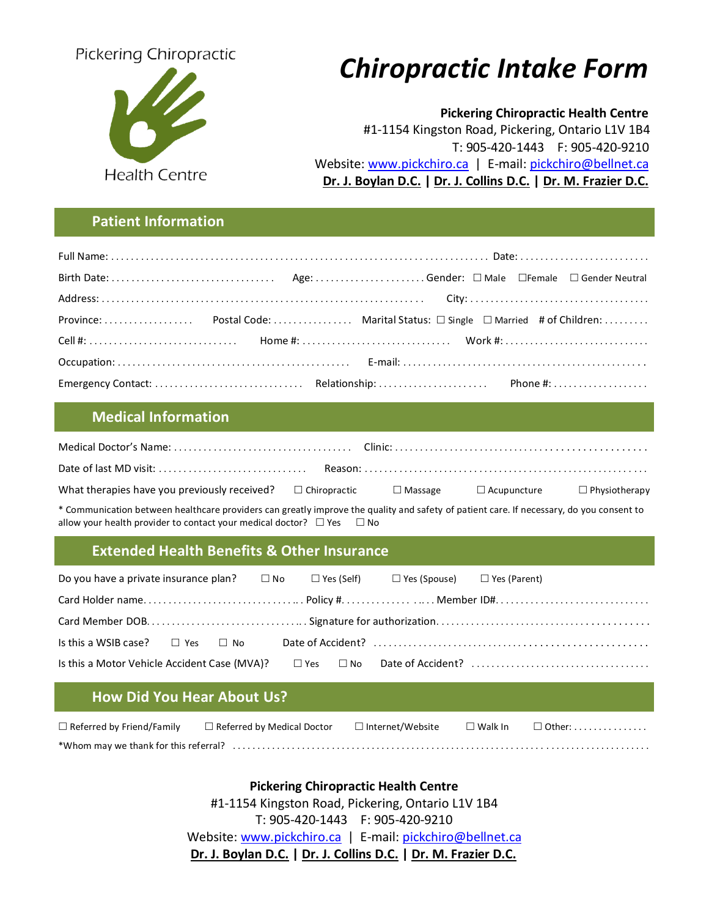Pickering Chiropractic

Health Centre

# *Chiropractic Intake Form*

**Pickering Chiropractic Health Centre**
#1-1154 Kingston Road, Pickering, Ontario L1V 1B4
T: 905-420-1443 F: 905-420-9210
Website: www.pickchiro.ca | E-mail: pickchiro@bellnet.ca
**Dr. J. Boylan D.C. | Dr. J. Collins D.C. | Dr. M. Frazier D.C.**

## Patient Information

Full Name: . . . . . . . . . . . . . . . . . . . . . . . . . . . . . . . . . . . . . . . . . . . . . . Date: . . . . . . . . . . . . . . . . . . . . . . . . .

Birth Date: . . . . . . . . . . . . . . . . . . . . . . . . . . . . . . . . Age: . . . . . . . . . . . . . . . . . . . . . . Gender: ☐ Male ☐Female ☐ Gender Neutral

Address: . . . . . . . . . . . . . . . . . . . . . . . . . . . . . . . . . . . . . . . . . . . . . . . . . . . . . . . . . . . . . . . . City: . . . . . . . . . . . . . . . . . . . . . . . . . . . . . . . . . . .

Province: . . . . . . . . . . . . . . . . . . Postal Code: . . . . . . . . . . . . . . . . Marital Status: ☐ Single ☐ Married # of Children: . . . . . . . . .

Cell #: . . . . . . . . . . . . . . . . . . . . . . . . . . . . . . Home #: . . . . . . . . . . . . . . . . . . . . . . . . . . . . . . Work #: . . . . . . . . . . . . . . . . . . . . . . . . . . . .

Occupation: . . . . . . . . . . . . . . . . . . . . . . . . . . . . . . . . . . . . . . . . . . . . . E-mail: . . . . . . . . . . . . . . . . . . . . . . . . . . . . . . . . . . . . . . . . . . . . . . . .

Emergency Contact: . . . . . . . . . . . . . . . . . . . . . . . . . . . . . Relationship: . . . . . . . . . . . . . . . . . . . . . . Phone #: . . . . . . . . . . . . . . . . . . .

## Medical Information

Medical Doctor's Name: . . . . . . . . . . . . . . . . . . . . . . . . . . . . . . . . . . . Clinic: . . . . . . . . . . . . . . . . . . . . . . . . . . . . . . . . . . . . . . . . . . . . . . . .

Date of last MD visit: . . . . . . . . . . . . . . . . . . . . . . . . . . . . . Reason: . . . . . . . . . . . . . . . . . . . . . . . . . . . . . . . . . . . . . . . . . . . . . . . . . . . . . .

What therapies have you previously received? ☐ Chiropractic ☐ Massage ☐ Acupuncture ☐ Physiotherapy

* Communication between healthcare providers can greatly improve the quality and safety of patient care. If necessary, do you consent to allow your health provider to contact your medical doctor? ☐ Yes ☐ No

## Extended Health Benefits & Other Insurance

Do you have a private insurance plan? ☐ No ☐ Yes (Self) ☐ Yes (Spouse) ☐ Yes (Parent)

Card Holder name. . . . . . . . . . . . . . . . . . . . . . . . . . . . . . .. . Policy #. . . . . . . . . . . . . . . .. . . Member ID#. . . . . . . . . . . . . . . . . . . . . . . . . . . . . .

Card Member DOB. . . . . . . . . . . . . . . . . . . . . . . . . . . . . . .. . Signature for authorization. . . . . . . . . . . . . . . . . . . . . . . . . . . . . . . . . . . . . . . .

Is this a WSIB case? ☐ Yes ☐ No Date of Accident? . . . . . . . . . . . . . . . . . . . . . . . . . . . . . . . . . . . . . . . . . . . . . . . . . . .

Is this a Motor Vehicle Accident Case (MVA)? ☐ Yes ☐ No Date of Accident? . . . . . . . . . . . . . . . . . . . . . . . . . . . . . . . . . .

## How Did You Hear About Us?

☐ Referred by Friend/Family ☐ Referred by Medical Doctor ☐ Internet/Website ☐ Walk In ☐ Other: . . . . . . . . . . . . . . .

*Whom may we thank for this referral? . . . . . . . . . . . . . . . . . . . . . . . . . . . . . . . . . . . . . . . . . . . . . . . . . . . . . . . . . . . . . . . . . . . . . . . . . . . . . . . . .

**Pickering Chiropractic Health Centre**
#1-1154 Kingston Road, Pickering, Ontario L1V 1B4
T: 905-420-1443 F: 905-420-9210
Website: www.pickchiro.ca | E-mail: pickchiro@bellnet.ca
**Dr. J. Boylan D.C. | Dr. J. Collins D.C. | Dr. M. Frazier D.C.**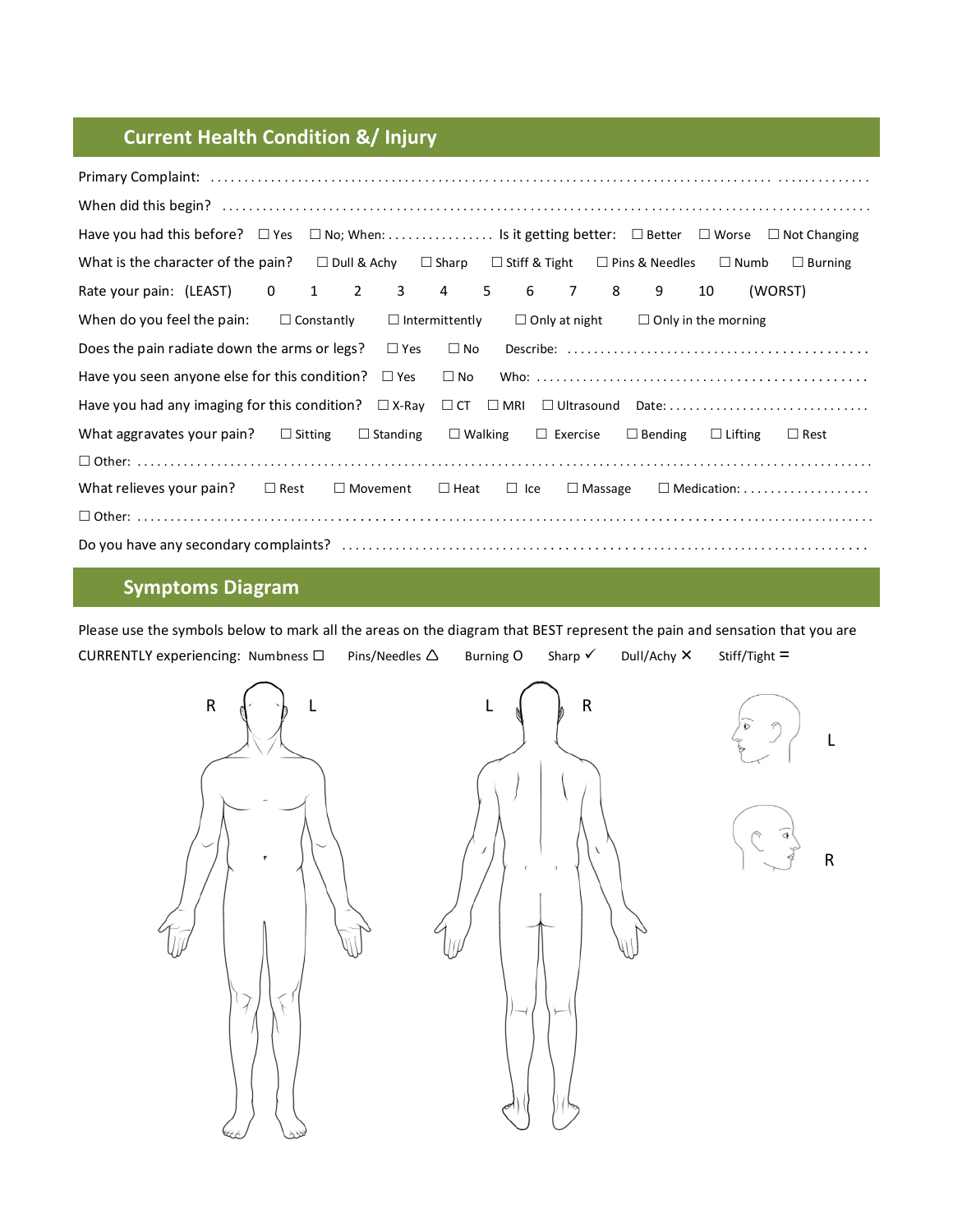## Current Health Condition &/ Injury

Primary Complaint: ..............................................................................................................

When did this begin? ..........................................................................................................

Have you had this before? ☐ Yes ☐ No; When: ................ Is it getting better: ☐ Better ☐ Worse ☐ Not Changing

What is the character of the pain? ☐ Dull & Achy ☐ Sharp ☐ Stiff & Tight ☐ Pins & Needles ☐ Numb ☐ Burning

Rate your pain: (LEAST) 0 1 2 3 4 5 6 7 8 9 10 (WORST)

When do you feel the pain: ☐ Constantly ☐ Intermittently ☐ Only at night ☐ Only in the morning

Does the pain radiate down the arms or legs? ☐ Yes ☐ No Describe: ..........................................

Have you seen anyone else for this condition? ☐ Yes ☐ No Who: ..............................................

Have you had any imaging for this condition? ☐ X-Ray ☐ CT ☐ MRI ☐ Ultrasound Date: .............................

What aggravates your pain? ☐ Sitting ☐ Standing ☐ Walking ☐ Exercise ☐ Bending ☐ Lifting ☐ Rest

☐ Other: ..........................................................................................................................

What relieves your pain? ☐ Rest ☐ Movement ☐ Heat ☐ Ice ☐ Massage ☐ Medication: ..................

☐ Other: ..........................................................................................................................

Do you have any secondary complaints? ........................................................................

## Symptoms Diagram

Please use the symbols below to mark all the areas on the diagram that BEST represent the pain and sensation that you are CURRENTLY experiencing: Numbness ☐ Pins/Needles △ Burning O Sharp ✓ Dull/Achy ✕ Stiff/Tight =

R L L R

L

R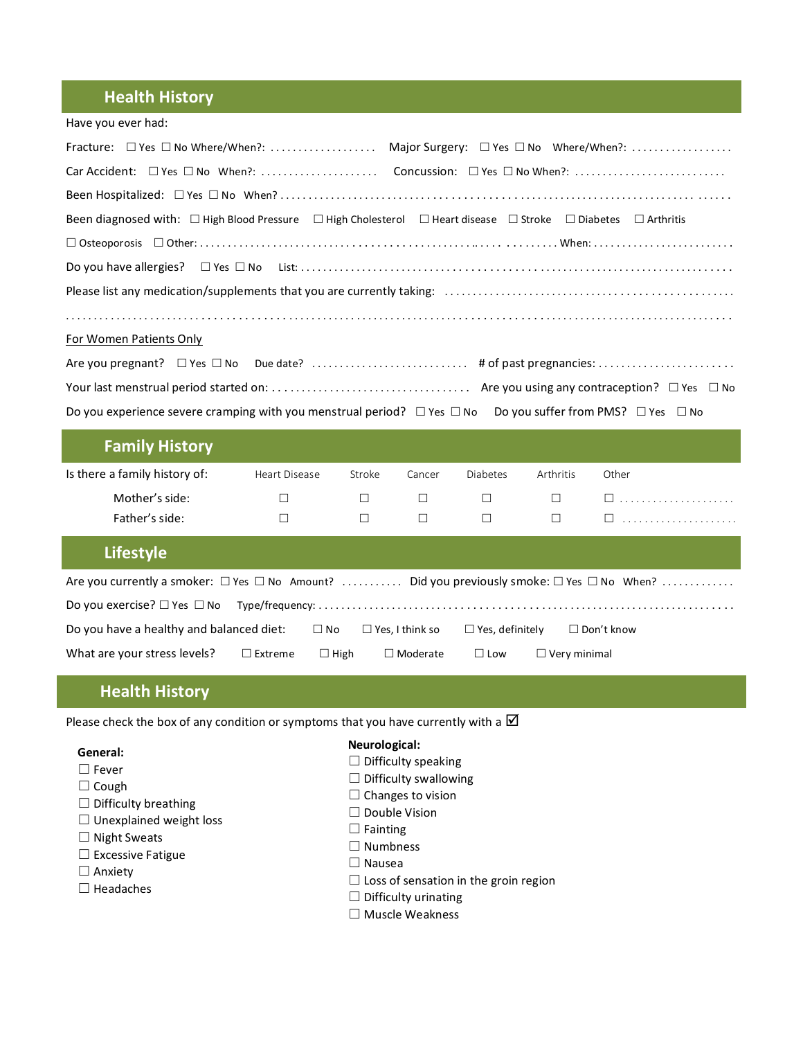## Health History

Have you ever had:

Fracture: ☐ Yes ☐ No Where/When?: . . . . . . . . . . . . . . . . . . . Major Surgery: ☐ Yes ☐ No Where/When?: . . . . . . . . . . . . . . . . . .

Car Accident: ☐ Yes ☐ No When?: . . . . . . . . . . . . . . . . . . . . . Concussion: ☐ Yes ☐ No When?: . . . . . . . . . . . . . . . . . . . . . . . . . .

Been Hospitalized: ☐ Yes ☐ No When? . . . . . . . . . . . . . . . . . . . . . . . . . . . . . . . . . . . . . . . . . . . . . . . . . . . . . . . . . . . . . . . . . . . . . . .

Been diagnosed with: ☐ High Blood Pressure ☐ High Cholesterol ☐ Heart disease ☐ Stroke ☐ Diabetes ☐ Arthritis

☐ Osteoporosis ☐ Other: . . . . . . . . . . . . . . . . . . . . . . . . . . . . . . . . . . . . . . . . . . . . . . . . . . . . . . . . . . When: . . . . . . . . . . . . . . . . . . . . . . . . .

Do you have allergies? ☐ Yes ☐ No List: . . . . . . . . . . . . . . . . . . . . . . . . . . . . . . . . . . . . . . . . . . . . . . . . . . . . . . . . . . . . . . . . . . . . . . . . . .

Please list any medication/supplements that you are currently taking: . . . . . . . . . . . . . . . . . . . . . . . . . . . . . . . . . . . . . . . . . . . . . . . .

. . . . . . . . . . . . . . . . . . . . . . . . . . . . . . . . . . . . . . . . . . . . . . . . . . . . . . . . . . . . . . . . . . . . . . . . . . . . . . . . . . . . . . . . . . . . . . . . . . . . . .

For Women Patients Only

Are you pregnant? ☐ Yes ☐ No Due date? . . . . . . . . . . . . . . . . . . . . . . . . . . . # of past pregnancies: . . . . . . . . . . . . . . . . . . . . . . . .

Your last menstrual period started on: . . . . . . . . . . . . . . . . . . . . . . . . . . . . . . . . . . Are you using any contraception? ☐ Yes ☐ No

Do you experience severe cramping with you menstrual period? ☐ Yes ☐ No Do you suffer from PMS? ☐ Yes ☐ No

## Family History

| Is there a family history of: | Heart Disease | Stroke | Cancer | Diabetes | Arthritis | Other |
|---|---|---|---|---|---|---|
| Mother's side: | ☐ | ☐ | ☐ | ☐ | ☐ | ☐ . . . . . . . . . . . . . . . . . . . . |
| Father's side: | ☐ | ☐ | ☐ | ☐ | ☐ | ☐ . . . . . . . . . . . . . . . . . . . . |

## Lifestyle

Are you currently a smoker: ☐ Yes ☐ No Amount? . . . . . . . . . . . Did you previously smoke: ☐ Yes ☐ No When? . . . . . . . . . . . . .

Do you exercise? ☐ Yes ☐ No Type/frequency: . . . . . . . . . . . . . . . . . . . . . . . . . . . . . . . . . . . . . . . . . . . . . . . . . . . . . . . . . . . . . . . . . . . . . .

Do you have a healthy and balanced diet: ☐ No ☐ Yes, I think so ☐ Yes, definitely ☐ Don't know

What are your stress levels? ☐ Extreme ☐ High ☐ Moderate ☐ Low ☐ Very minimal

## Health History

Please check the box of any condition or symptoms that you have currently with a ☑

**General:**

- ☐ Fever
- ☐ Cough
- ☐ Difficulty breathing
- ☐ Unexplained weight loss
- ☐ Night Sweats
- ☐ Excessive Fatigue
- ☐ Anxiety
- ☐ Headaches

**Neurological:**

- ☐ Difficulty speaking
- ☐ Difficulty swallowing
- ☐ Changes to vision
- ☐ Double Vision
- ☐ Fainting
- ☐ Numbness
- ☐ Nausea
- ☐ Loss of sensation in the groin region
- ☐ Difficulty urinating
- ☐ Muscle Weakness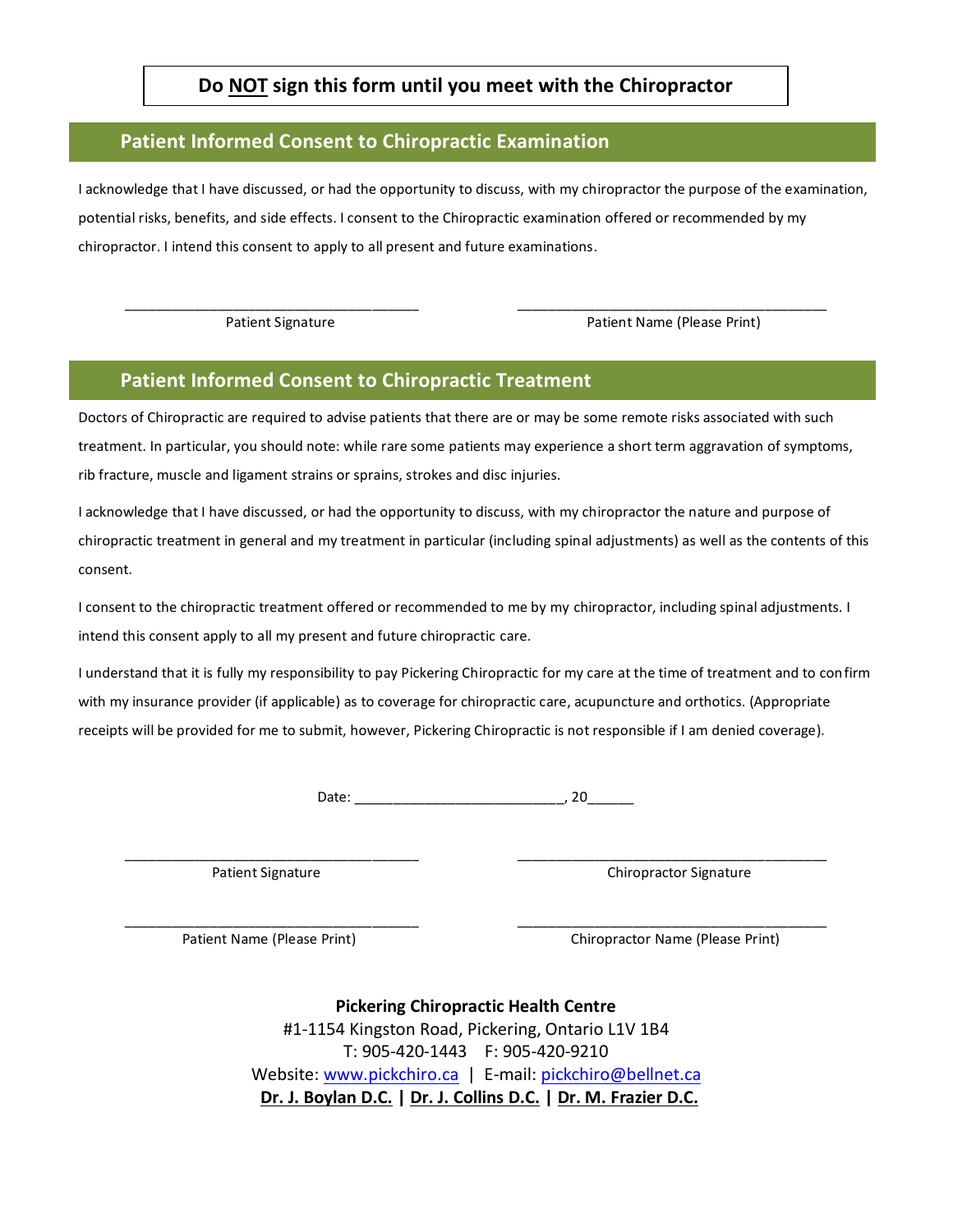**Do <u>NOT</u> sign this form until you meet with the Chiropractor**

## Patient Informed Consent to Chiropractic Examination

I acknowledge that I have discussed, or had the opportunity to discuss, with my chiropractor the purpose of the examination, potential risks, benefits, and side effects. I consent to the Chiropractic examination offered or recommended by my chiropractor. I intend this consent to apply to all present and future examinations.

_____________________________________ Patient Signature

_______________________________________ Patient Name (Please Print)

## Patient Informed Consent to Chiropractic Treatment

Doctors of Chiropractic are required to advise patients that there are or may be some remote risks associated with such treatment. In particular, you should note: while rare some patients may experience a short term aggravation of symptoms, rib fracture, muscle and ligament strains or sprains, strokes and disc injuries.

I acknowledge that I have discussed, or had the opportunity to discuss, with my chiropractor the nature and purpose of chiropractic treatment in general and my treatment in particular (including spinal adjustments) as well as the contents of this consent.

I consent to the chiropractic treatment offered or recommended to me by my chiropractor, including spinal adjustments. I intend this consent apply to all my present and future chiropractic care.

I understand that it is fully my responsibility to pay Pickering Chiropractic for my care at the time of treatment and to confirm with my insurance provider (if applicable) as to coverage for chiropractic care, acupuncture and orthotics. (Appropriate receipts will be provided for me to submit, however, Pickering Chiropractic is not responsible if I am denied coverage).

Date: ___________________________, 20______

_____________________________________ Patient Signature

_______________________________________ Chiropractor Signature

_____________________________________ Patient Name (Please Print)

_______________________________________ Chiropractor Name (Please Print)

**Pickering Chiropractic Health Centre**
#1-1154 Kingston Road, Pickering, Ontario L1V 1B4
T: 905-420-1443 F: 905-420-9210
Website: www.pickchiro.ca | E-mail: pickchiro@bellnet.ca
**<u>Dr. J. Boylan D.C.</u> | <u>Dr. J. Collins D.C.</u> | <u>Dr. M. Frazier D.C.</u>**